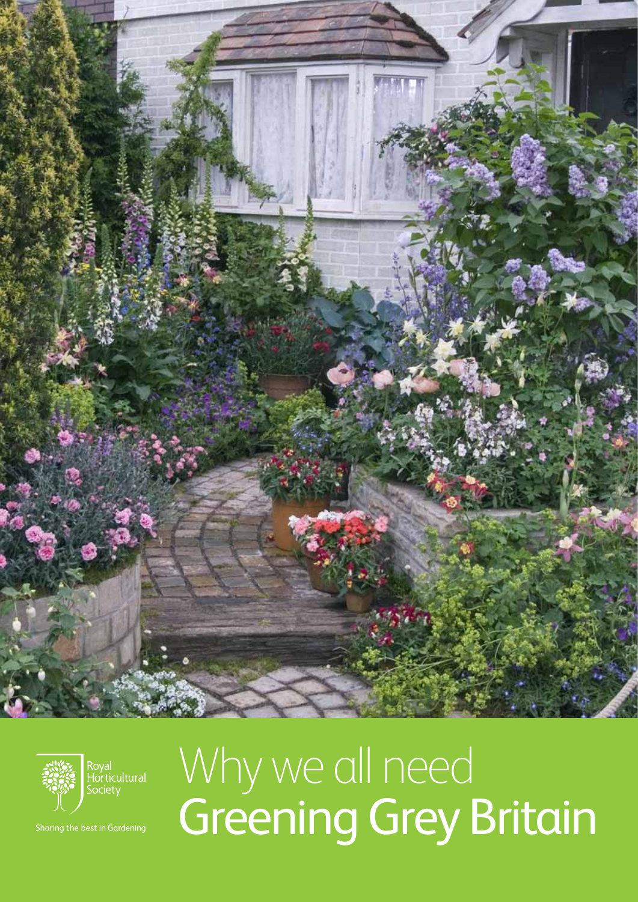Royal Horticultural Society

Sharing the best in Gardening

# Why we all need Greening Grey Britain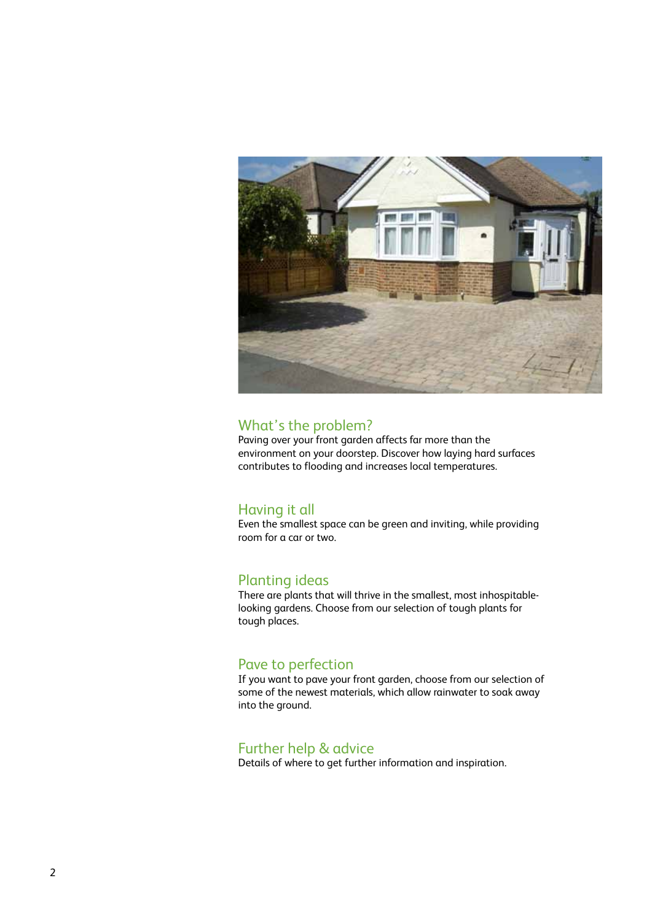## What's the problem?

Paving over your front garden affects far more than the environment on your doorstep. Discover how laying hard surfaces contributes to flooding and increases local temperatures.

## Having it all

Even the smallest space can be green and inviting, while providing room for a car or two.

## Planting ideas

There are plants that will thrive in the smallest, most inhospitable-looking gardens. Choose from our selection of tough plants for tough places.

## Pave to perfection

If you want to pave your front garden, choose from our selection of some of the newest materials, which allow rainwater to soak away into the ground.

## Further help & advice

Details of where to get further information and inspiration.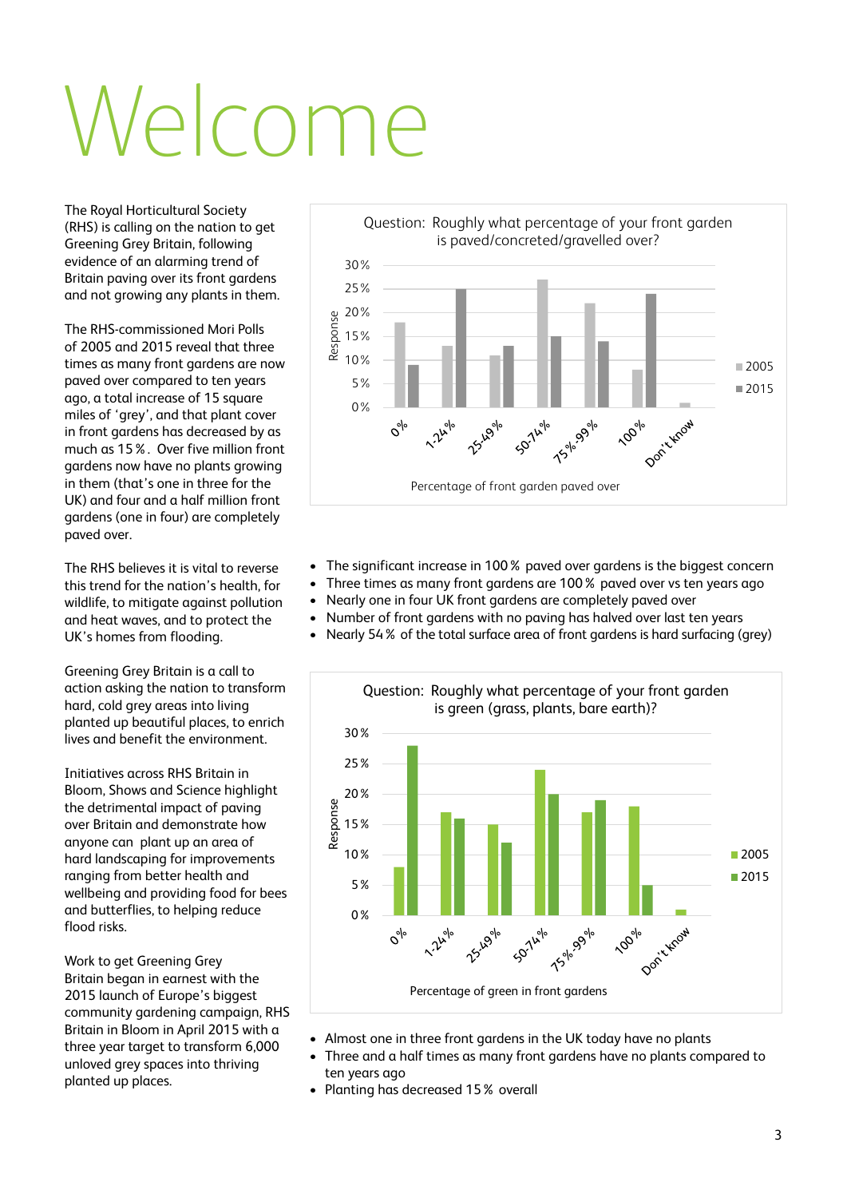# Welcome

The Royal Horticultural Society (RHS) is calling on the nation to get Greening Grey Britain, following evidence of an alarming trend of Britain paving over its front gardens and not growing any plants in them.

The RHS-commissioned Mori Polls of 2005 and 2015 reveal that three times as many front gardens are now paved over compared to ten years ago, a total increase of 15 square miles of 'grey', and that plant cover in front gardens has decreased by as much as 15 %. Over five million front gardens now have no plants growing in them (that's one in three for the UK) and four and a half million front gardens (one in four) are completely paved over.

The RHS believes it is vital to reverse this trend for the nation's health, for wildlife, to mitigate against pollution and heat waves, and to protect the UK's homes from flooding.

Greening Grey Britain is a call to action asking the nation to transform hard, cold grey areas into living planted up beautiful places, to enrich lives and benefit the environment.

Initiatives across RHS Britain in Bloom, Shows and Science highlight the detrimental impact of paving over Britain and demonstrate how anyone can plant up an area of hard landscaping for improvements ranging from better health and wellbeing and providing food for bees and butterflies, to helping reduce flood risks.

Work to get Greening Grey Britain began in earnest with the 2015 launch of Europe's biggest community gardening campaign, RHS Britain in Bloom in April 2015 with a three year target to transform 6,000 unloved grey spaces into thriving planted up places.

Question: Roughly what percentage of your front garden is paved/concreted/gravelled over?

| Percentage of front garden paved over | 2005 | 2015 |
|---|---|---|
| 0% | 18% | 9% |
| 1-24% | 13% | 25% |
| 25-49% | 11% | 13% |
| 50-74% | 27% | 15% |
| 75%-99% | 22% | 14% |
| 100% | 8% | 24% |
| Don't know | 1% | |

- The significant increase in 100 % paved over gardens is the biggest concern
- Three times as many front gardens are 100 % paved over vs ten years ago
- Nearly one in four UK front gardens are completely paved over
- Number of front gardens with no paving has halved over last ten years
- Nearly 54 % of the total surface area of front gardens is hard surfacing (grey)

Question: Roughly what percentage of your front garden is green (grass, plants, bare earth)?

| Percentage of green in front gardens | 2005 | 2015 |
|---|---|---|
| 0% | 8% | 28% |
| 1-24% | 17% | 16% |
| 25-49% | 15% | 12% |
| 50-74% | 24% | 20% |
| 75%-99% | 17% | 19% |
| 100% | 18% | 5% |
| Don't know | 1% | |

- Almost one in three front gardens in the UK today have no plants
- Three and a half times as many front gardens have no plants compared to ten years ago
- Planting has decreased 15 % overall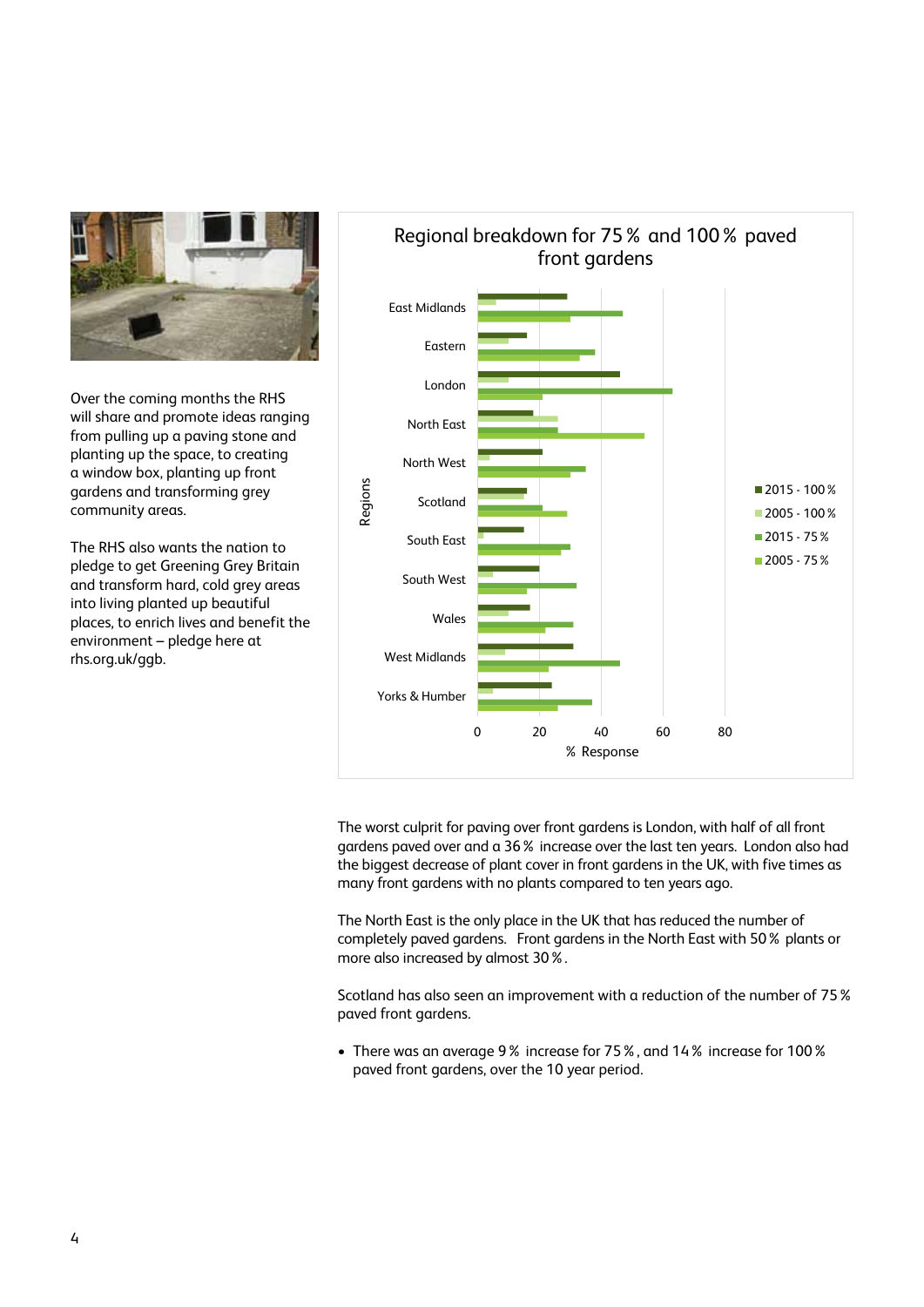Over the coming months the RHS will share and promote ideas ranging from pulling up a paving stone and planting up the space, to creating a window box, planting up front gardens and transforming grey community areas.

The RHS also wants the nation to pledge to get Greening Grey Britain and transform hard, cold grey areas into living planted up beautiful places, to enrich lives and benefit the environment – pledge here at rhs.org.uk/ggb.

Regional breakdown for 75 % and 100 % paved front gardens

The worst culprit for paving over front gardens is London, with half of all front gardens paved over and a 36 % increase over the last ten years. London also had the biggest decrease of plant cover in front gardens in the UK, with five times as many front gardens with no plants compared to ten years ago.

The North East is the only place in the UK that has reduced the number of completely paved gardens. Front gardens in the North East with 50 % plants or more also increased by almost 30 %.

Scotland has also seen an improvement with a reduction of the number of 75 % paved front gardens.

- There was an average 9 % increase for 75 %, and 14 % increase for 100 % paved front gardens, over the 10 year period.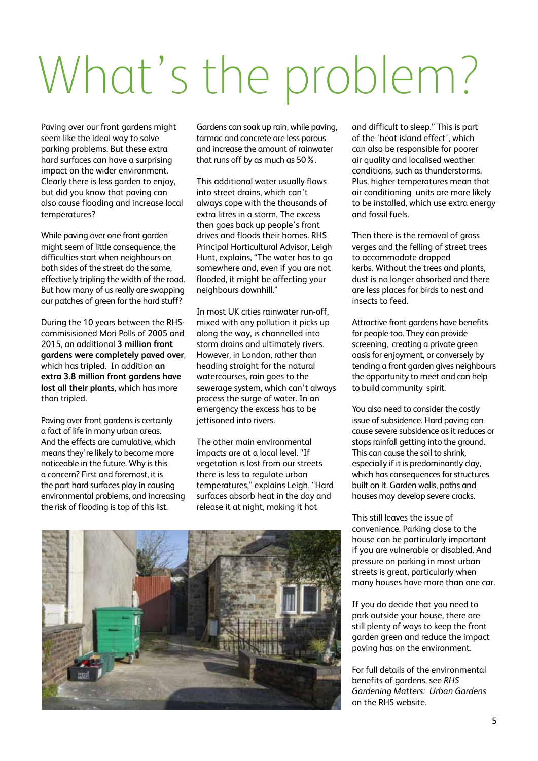# What's the problem?

Paving over our front gardens might seem like the ideal way to solve parking problems. But these extra hard surfaces can have a surprising impact on the wider environment. Clearly there is less garden to enjoy, but did you know that paving can also cause flooding and increase local temperatures?

While paving over one front garden might seem of little consequence, the difficulties start when neighbours on both sides of the street do the same, effectively tripling the width of the road. But how many of us really are swapping our patches of green for the hard stuff?

During the 10 years between the RHS-commisisioned Mori Polls of 2005 and 2015, an additional **3 million front gardens were completely paved over**, which has tripled. In addition **an extra 3.8 million front gardens have lost all their plants**, which has more than tripled.

Paving over front gardens is certainly a fact of life in many urban areas. And the effects are cumulative, which means they're likely to become more noticeable in the future. Why is this a concern? First and foremost, it is the part hard surfaces play in causing environmental problems, and increasing the risk of flooding is top of this list.

Gardens can soak up rain, while paving, tarmac and concrete are less porous and increase the amount of rainwater that runs off by as much as 50%.

This additional water usually flows into street drains, which can't always cope with the thousands of extra litres in a storm. The excess then goes back up people's front drives and floods their homes. RHS Principal Horticultural Advisor, Leigh Hunt, explains, "The water has to go somewhere and, even if you are not flooded, it might be affecting your neighbours downhill."

In most UK cities rainwater run-off, mixed with any pollution it picks up along the way, is channelled into storm drains and ultimately rivers. However, in London, rather than heading straight for the natural watercourses, rain goes to the sewerage system, which can't always process the surge of water. In an emergency the excess has to be jettisoned into rivers.

The other main environmental impacts are at a local level. "If vegetation is lost from our streets there is less to regulate urban temperatures," explains Leigh. "Hard surfaces absorb heat in the day and release it at night, making it hot and difficult to sleep." This is part of the 'heat island effect', which can also be responsible for poorer air quality and localised weather conditions, such as thunderstorms. Plus, higher temperatures mean that air conditioning units are more likely to be installed, which use extra energy and fossil fuels.

Then there is the removal of grass verges and the felling of street trees to accommodate dropped kerbs. Without the trees and plants, dust is no longer absorbed and there are less places for birds to nest and insects to feed.

Attractive front gardens have benefits for people too. They can provide screening, creating a private green oasis for enjoyment, or conversely by tending a front garden gives neighbours the opportunity to meet and can help to build community spirit.

You also need to consider the costly issue of subsidence. Hard paving can cause severe subsidence as it reduces or stops rainfall getting into the ground. This can cause the soil to shrink, especially if it is predominantly clay, which has consequences for structures built on it. Garden walls, paths and houses may develop severe cracks.

This still leaves the issue of convenience. Parking close to the house can be particularly important if you are vulnerable or disabled. And pressure on parking in most urban streets is great, particularly when many houses have more than one car.

If you do decide that you need to park outside your house, there are still plenty of ways to keep the front garden green and reduce the impact paving has on the environment.

For full details of the environmental benefits of gardens, see *RHS Gardening Matters: Urban Gardens* on the RHS website.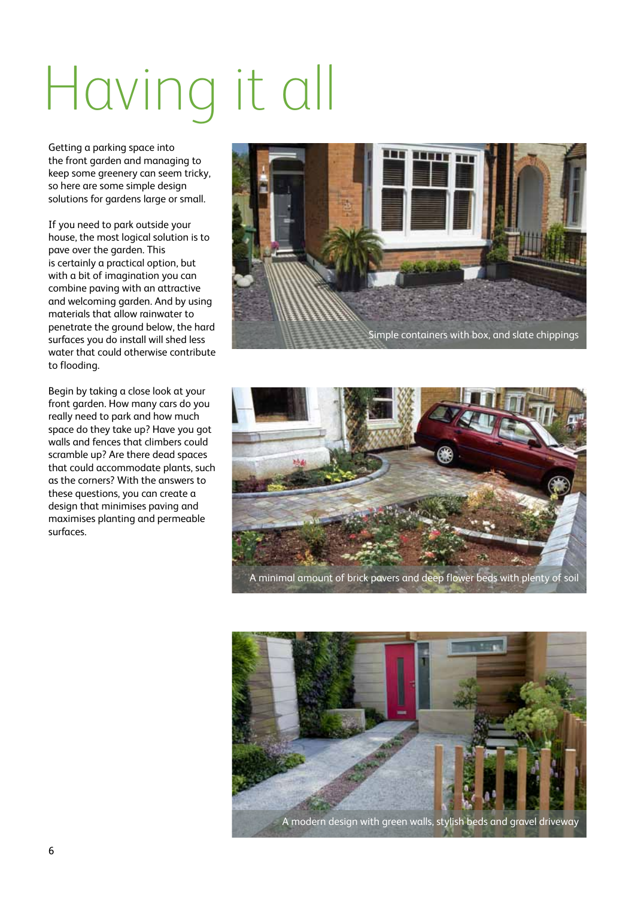# Having it all

Getting a parking space into the front garden and managing to keep some greenery can seem tricky, so here are some simple design solutions for gardens large or small.

If you need to park outside your house, the most logical solution is to pave over the garden. This is certainly a practical option, but with a bit of imagination you can combine paving with an attractive and welcoming garden. And by using materials that allow rainwater to penetrate the ground below, the hard surfaces you do install will shed less water that could otherwise contribute to flooding.

Begin by taking a close look at your front garden. How many cars do you really need to park and how much space do they take up? Have you got walls and fences that climbers could scramble up? Are there dead spaces that could accommodate plants, such as the corners? With the answers to these questions, you can create a design that minimises paving and maximises planting and permeable surfaces.

Simple containers with box, and slate chippings

A minimal amount of brick pavers and deep flower beds with plenty of soil

A modern design with green walls, stylish beds and gravel driveway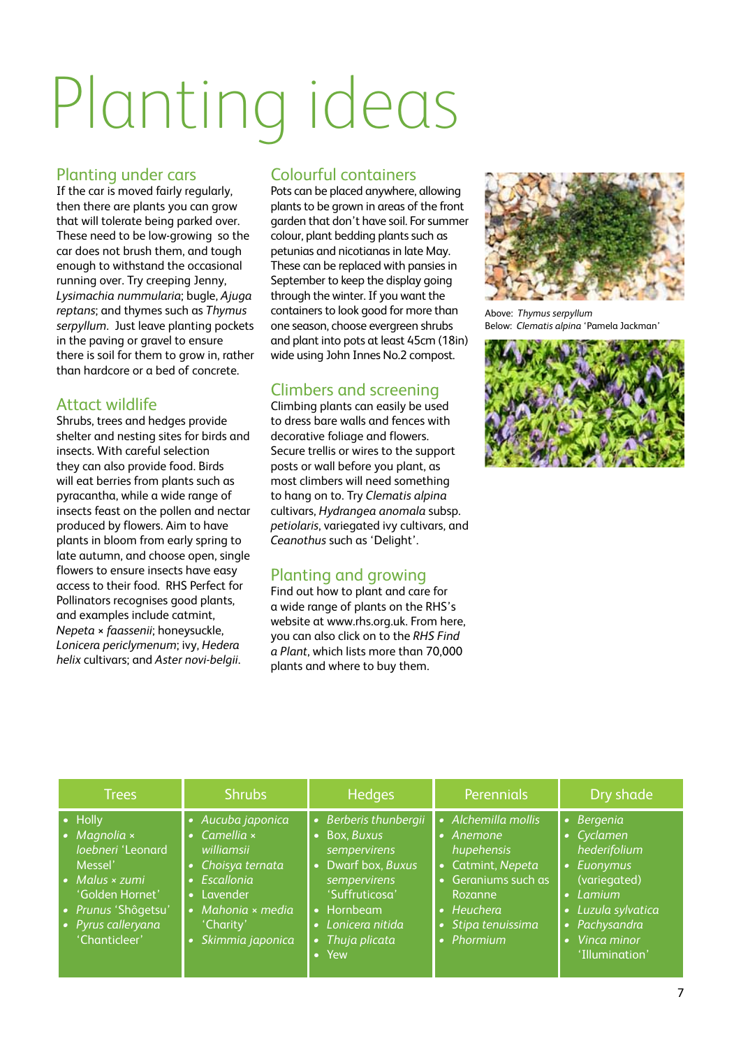# Planting ideas

## Planting under cars

If the car is moved fairly regularly, then there are plants you can grow that will tolerate being parked over. These need to be low-growing so the car does not brush them, and tough enough to withstand the occasional running over. Try creeping Jenny, *Lysimachia nummularia*; bugle, *Ajuga reptans*; and thymes such as *Thymus serpyllum*. Just leave planting pockets in the paving or gravel to ensure there is soil for them to grow in, rather than hardcore or a bed of concrete.

## Attact wildlife

Shrubs, trees and hedges provide shelter and nesting sites for birds and insects. With careful selection they can also provide food. Birds will eat berries from plants such as pyracantha, while a wide range of insects feast on the pollen and nectar produced by flowers. Aim to have plants in bloom from early spring to late autumn, and choose open, single flowers to ensure insects have easy access to their food. RHS Perfect for Pollinators recognises good plants, and examples include catmint, *Nepeta* × *faassenii*; honeysuckle, *Lonicera periclymenum*; ivy, *Hedera helix* cultivars; and *Aster novi-belgii*.

## Colourful containers

Pots can be placed anywhere, allowing plants to be grown in areas of the front garden that don't have soil. For summer colour, plant bedding plants such as petunias and nicotianas in late May. These can be replaced with pansies in September to keep the display going through the winter. If you want the containers to look good for more than one season, choose evergreen shrubs and plant into pots at least 45cm (18in) wide using John Innes No.2 compost.

## Climbers and screening

Climbing plants can easily be used to dress bare walls and fences with decorative foliage and flowers. Secure trellis or wires to the support posts or wall before you plant, as most climbers will need something to hang on to. Try *Clematis alpina* cultivars, *Hydrangea anomala* subsp. *petiolaris*, variegated ivy cultivars, and *Ceanothus* such as 'Delight'.

## Planting and growing

Find out how to plant and care for a wide range of plants on the RHS's website at www.rhs.org.uk. From here, you can also click on to the *RHS Find a Plant*, which lists more than 70,000 plants and where to buy them.

Above: *Thymus serpyllum*
Below: *Clematis alpina* 'Pamela Jackman'

| Trees | Shrubs | Hedges | Perennials | Dry shade |
|---|---|---|---|---|
| • Holly<br>• *Magnolia* × *loebneri* 'Leonard Messel'<br>• *Malus* × *zumi* 'Golden Hornet'<br>• *Prunus* 'Shôgetsu'<br>• *Pyrus calleryana* 'Chanticleer' | • *Aucuba japonica*<br>• *Camellia* × *williamsii*<br>• *Choisya ternata*<br>• *Escallonia*<br>• Lavender<br>• *Mahonia* × *media* 'Charity'<br>• *Skimmia japonica* | • *Berberis thunbergii*<br>• Box, *Buxus sempervirens*<br>• Dwarf box, *Buxus sempervirens* 'Suffruticosa'<br>• Hornbeam<br>• *Lonicera nitida*<br>• *Thuja plicata*<br>• Yew | • *Alchemilla mollis*<br>• *Anemone hupehensis*<br>• Catmint, *Nepeta*<br>• Geraniums such as Rozanne<br>• *Heuchera*<br>• *Stipa tenuissima*<br>• *Phormium* | • *Bergenia*<br>• *Cyclamen hederifolium*<br>• *Euonymus* (variegated)<br>• *Lamium*<br>• *Luzula sylvatica*<br>• *Pachysandra*<br>• *Vinca minor* 'Illumination' |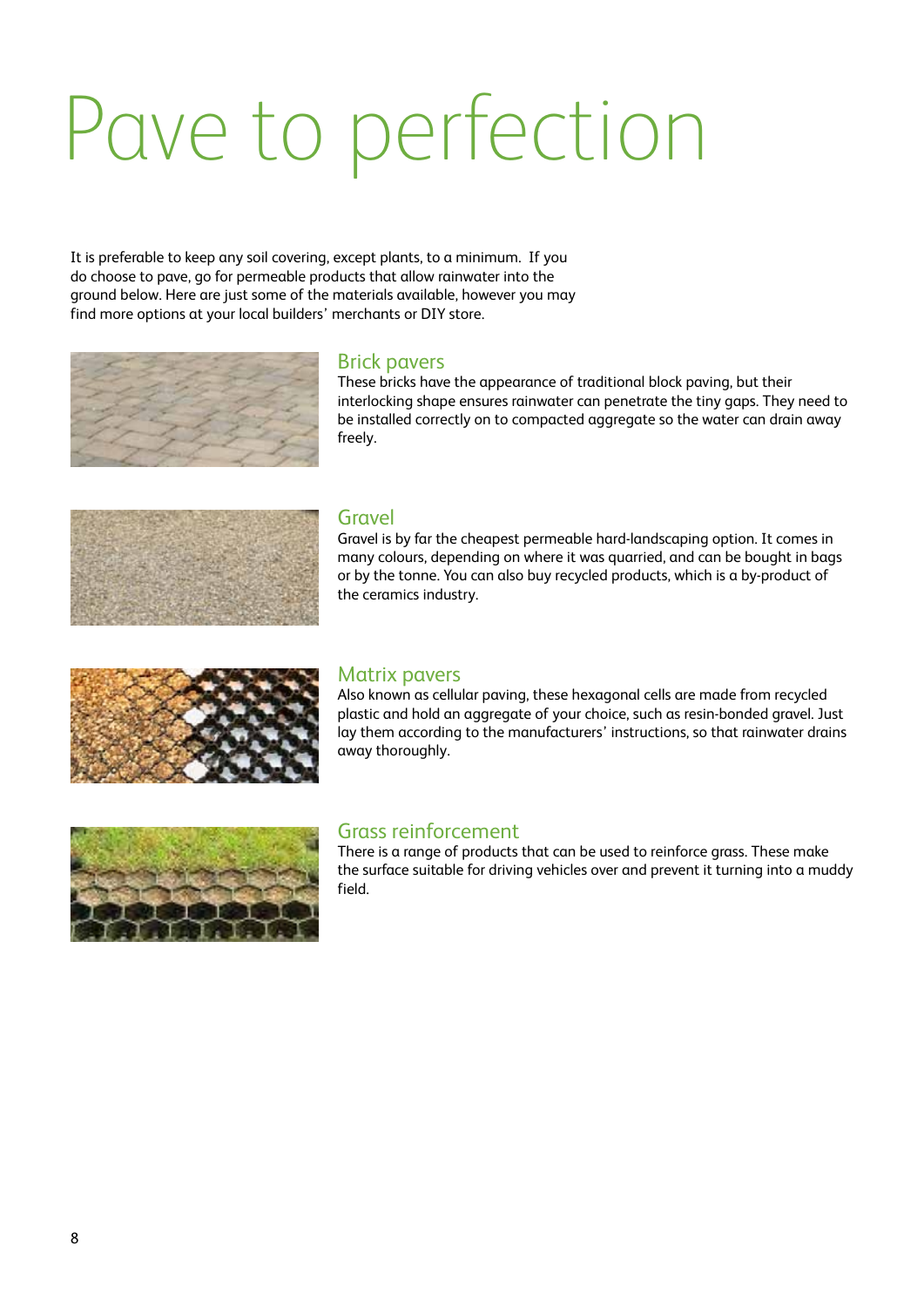# Pave to perfection

It is preferable to keep any soil covering, except plants, to a minimum. If you do choose to pave, go for permeable products that allow rainwater into the ground below. Here are just some of the materials available, however you may find more options at your local builders' merchants or DIY store.

## Brick pavers

These bricks have the appearance of traditional block paving, but their interlocking shape ensures rainwater can penetrate the tiny gaps. They need to be installed correctly on to compacted aggregate so the water can drain away freely.

## Gravel

Gravel is by far the cheapest permeable hard-landscaping option. It comes in many colours, depending on where it was quarried, and can be bought in bags or by the tonne. You can also buy recycled products, which is a by-product of the ceramics industry.

## Matrix pavers

Also known as cellular paving, these hexagonal cells are made from recycled plastic and hold an aggregate of your choice, such as resin-bonded gravel. Just lay them according to the manufacturers' instructions, so that rainwater drains away thoroughly.

## Grass reinforcement

There is a range of products that can be used to reinforce grass. These make the surface suitable for driving vehicles over and prevent it turning into a muddy field.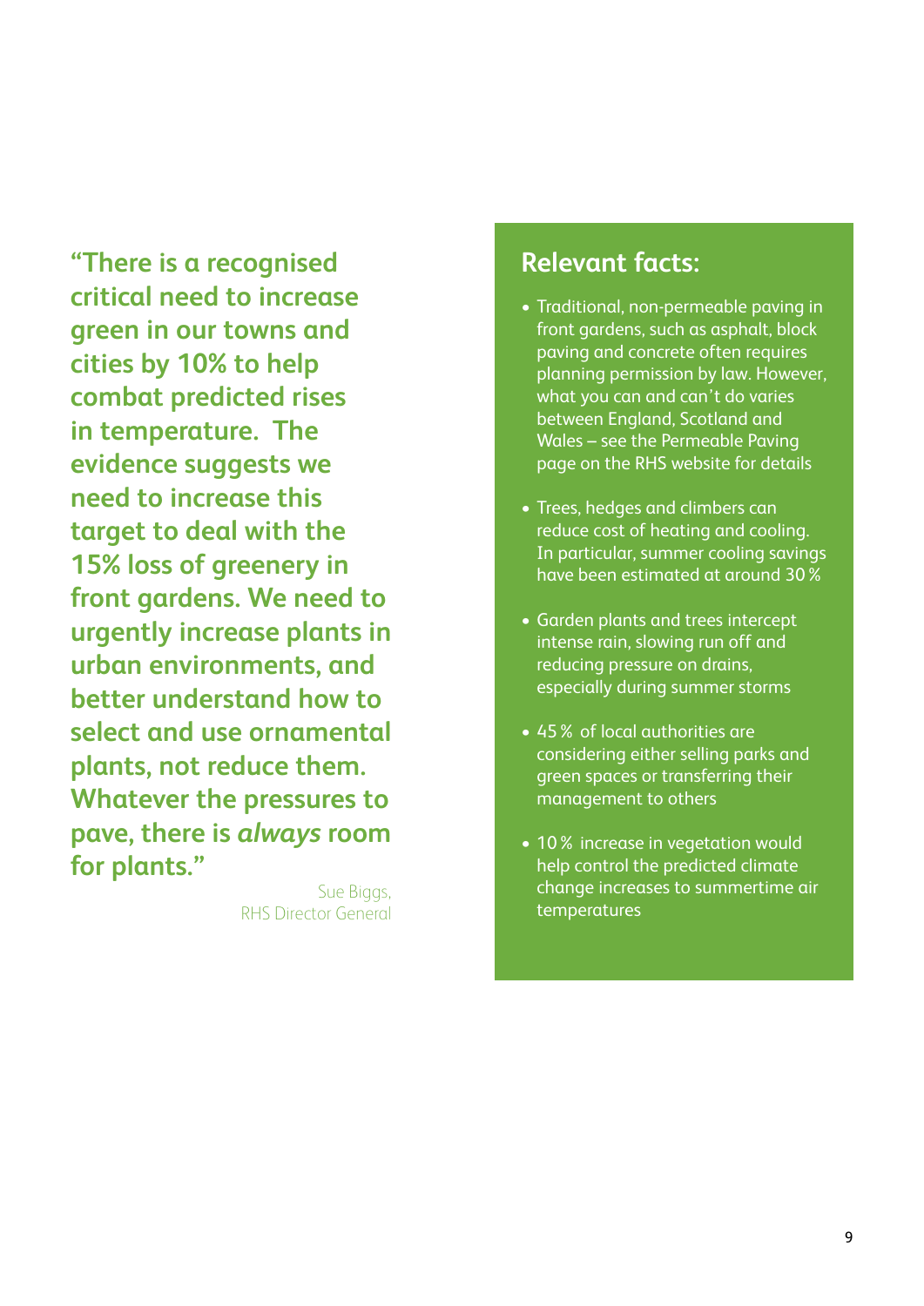**"There is a recognised critical need to increase green in our towns and cities by 10% to help combat predicted rises in temperature. The evidence suggests we need to increase this target to deal with the 15% loss of greenery in front gardens. We need to urgently increase plants in urban environments, and better understand how to select and use ornamental plants, not reduce them. Whatever the pressures to pave, there is *always* room for plants."**

Sue Biggs,
RHS Director General

## Relevant facts:

- Traditional, non-permeable paving in front gardens, such as asphalt, block paving and concrete often requires planning permission by law. However, what you can and can't do varies between England, Scotland and Wales – see the Permeable Paving page on the RHS website for details
- Trees, hedges and climbers can reduce cost of heating and cooling. In particular, summer cooling savings have been estimated at around 30 %
- Garden plants and trees intercept intense rain, slowing run off and reducing pressure on drains, especially during summer storms
- 45 % of local authorities are considering either selling parks and green spaces or transferring their management to others
- 10 % increase in vegetation would help control the predicted climate change increases to summertime air temperatures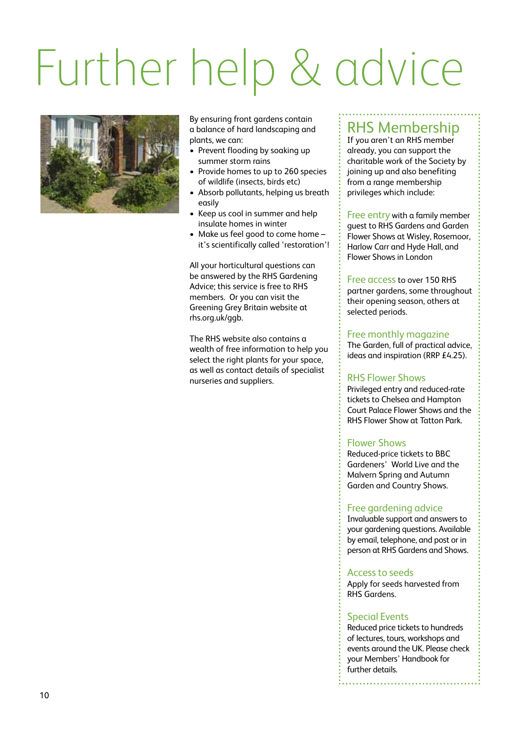# Further help & advice

By ensuring front gardens contain a balance of hard landscaping and plants, we can:

- Prevent flooding by soaking up summer storm rains
- Provide homes to up to 260 species of wildlife (insects, birds etc)
- Absorb pollutants, helping us breath easily
- Keep us cool in summer and help insulate homes in winter
- Make us feel good to come home – it's scientifically called 'restoration'!

All your horticultural questions can be answered by the RHS Gardening Advice; this service is free to RHS members. Or you can visit the Greening Grey Britain website at rhs.org.uk/ggb.

The RHS website also contains a wealth of free information to help you select the right plants for your space, as well as contact details of specialist nurseries and suppliers.

## RHS Membership

If you aren't an RHS member already, you can support the charitable work of the Society by joining up and also benefiting from a range membership privileges which include:

**Free entry** with a family member guest to RHS Gardens and Garden Flower Shows at Wisley, Rosemoor, Harlow Carr and Hyde Hall, and Flower Shows in London

**Free access** to over 150 RHS partner gardens, some throughout their opening season, others at selected periods.

### Free monthly magazine

The Garden, full of practical advice, ideas and inspiration (RRP £4.25).

### RHS Flower Shows

Privileged entry and reduced-rate tickets to Chelsea and Hampton Court Palace Flower Shows and the RHS Flower Show at Tatton Park.

### Flower Shows

Reduced-price tickets to BBC Gardeners' World Live and the Malvern Spring and Autumn Garden and Country Shows.

### Free gardening advice

Invaluable support and answers to your gardening questions. Available by email, telephone, and post or in person at RHS Gardens and Shows.

### Access to seeds

Apply for seeds harvested from RHS Gardens.

### Special Events

Reduced price tickets to hundreds of lectures, tours, workshops and events around the UK. Please check your Members' Handbook for further details.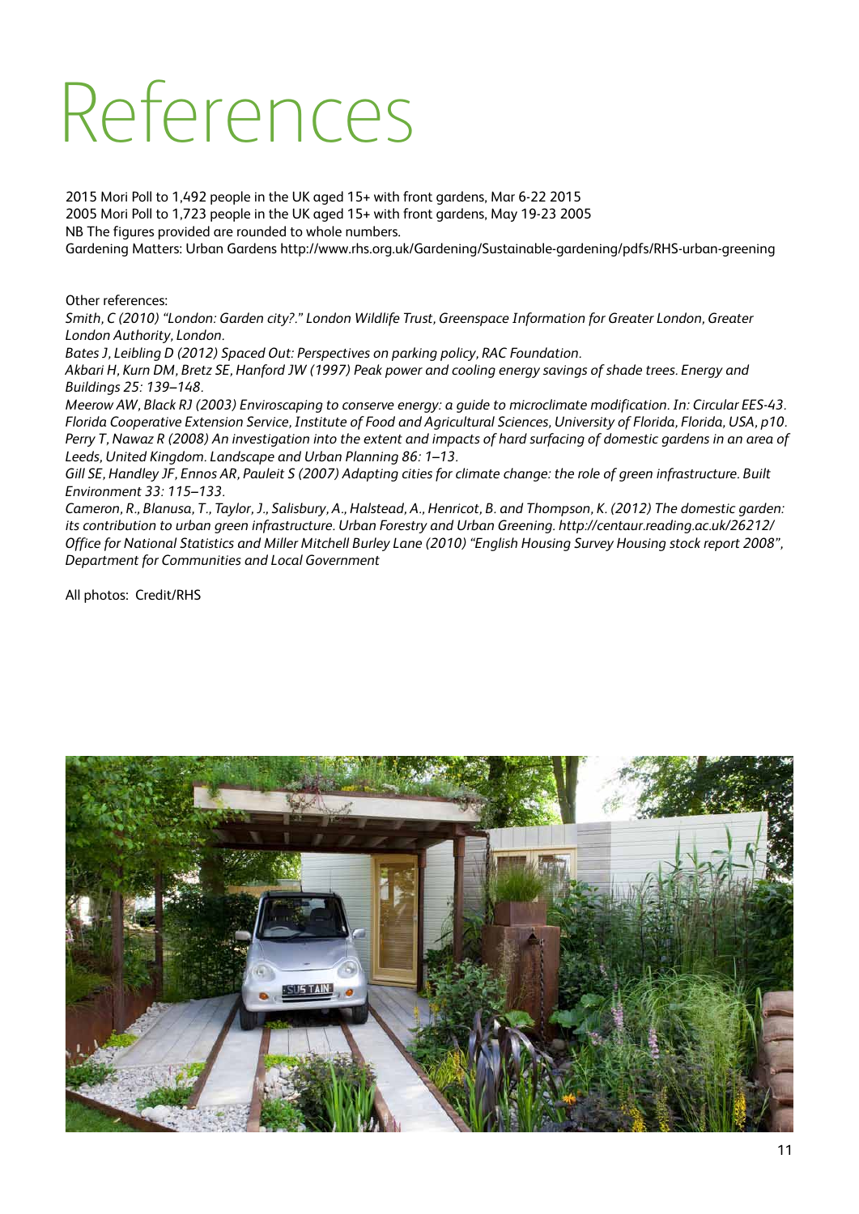# References

2015 Mori Poll to 1,492 people in the UK aged 15+ with front gardens, Mar 6-22 2015
2005 Mori Poll to 1,723 people in the UK aged 15+ with front gardens, May 19-23 2005
NB The figures provided are rounded to whole numbers.
Gardening Matters: Urban Gardens http://www.rhs.org.uk/Gardening/Sustainable-gardening/pdfs/RHS-urban-greening

Other references:

*Smith, C (2010) "London: Garden city?." London Wildlife Trust, Greenspace Information for Greater London, Greater London Authority, London.*

*Bates J, Leibling D (2012) Spaced Out: Perspectives on parking policy, RAC Foundation.*

*Akbari H, Kurn DM, Bretz SE, Hanford JW (1997) Peak power and cooling energy savings of shade trees. Energy and Buildings 25: 139–148.*

*Meerow AW, Black RJ (2003) Enviroscaping to conserve energy: a guide to microclimate modification. In: Circular EES-43. Florida Cooperative Extension Service, Institute of Food and Agricultural Sciences, University of Florida, Florida, USA, p10.*

*Perry T, Nawaz R (2008) An investigation into the extent and impacts of hard surfacing of domestic gardens in an area of Leeds, United Kingdom. Landscape and Urban Planning 86: 1–13.*

*Gill SE, Handley JF, Ennos AR, Pauleit S (2007) Adapting cities for climate change: the role of green infrastructure. Built Environment 33: 115–133.*

*Cameron, R., Blanusa, T., Taylor, J., Salisbury, A., Halstead, A., Henricot, B. and Thompson, K. (2012) The domestic garden: its contribution to urban green infrastructure. Urban Forestry and Urban Greening. http://centaur.reading.ac.uk/26212/*

*Office for National Statistics and Miller Mitchell Burley Lane (2010) "English Housing Survey Housing stock report 2008", Department for Communities and Local Government*

All photos: Credit/RHS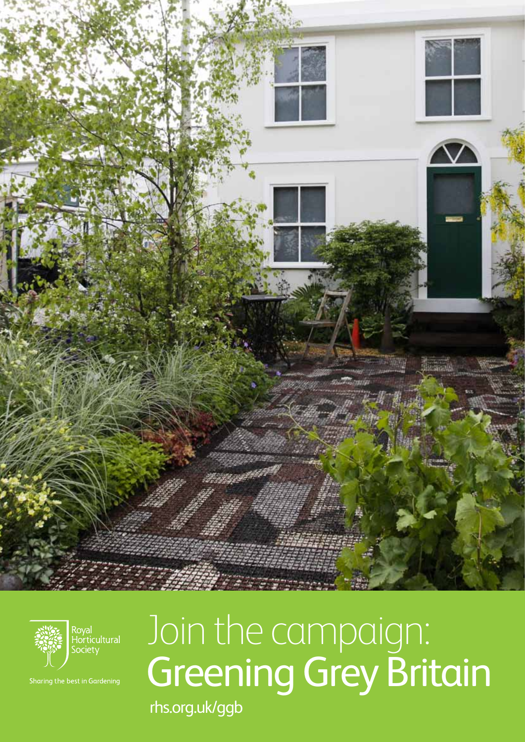Royal Horticultural Society

Sharing the best in Gardening

# Join the campaign: Greening Grey Britain

rhs.org.uk/ggb